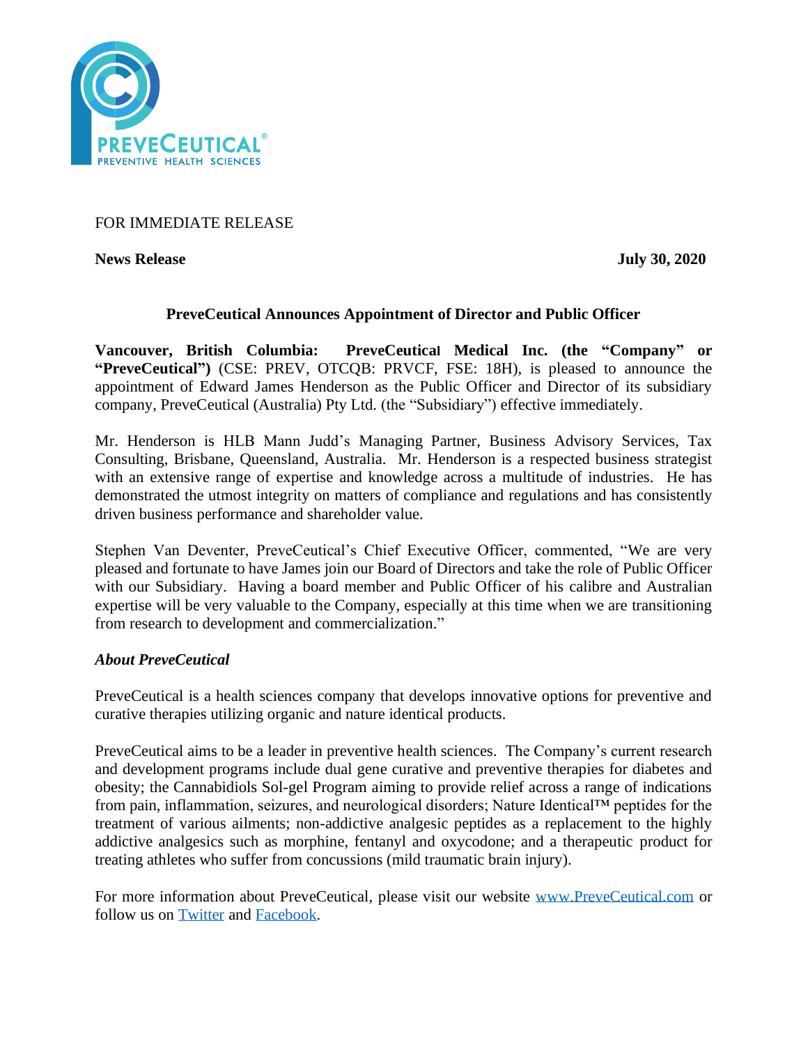FOR IMMEDIATE RELEASE

**News Release** **July 30, 2020**

## PreveCeutical Announces Appointment of Director and Public Officer

**Vancouver, British Columbia: PreveCeutical Medical Inc. (the "Company" or "PreveCeutical")** (CSE: PREV, OTCQB: PRVCF, FSE: 18H), is pleased to announce the appointment of Edward James Henderson as the Public Officer and Director of its subsidiary company, PreveCeutical (Australia) Pty Ltd. (the "Subsidiary") effective immediately.

Mr. Henderson is HLB Mann Judd's Managing Partner, Business Advisory Services, Tax Consulting, Brisbane, Queensland, Australia. Mr. Henderson is a respected business strategist with an extensive range of expertise and knowledge across a multitude of industries. He has demonstrated the utmost integrity on matters of compliance and regulations and has consistently driven business performance and shareholder value.

Stephen Van Deventer, PreveCeutical's Chief Executive Officer, commented, "We are very pleased and fortunate to have James join our Board of Directors and take the role of Public Officer with our Subsidiary. Having a board member and Public Officer of his calibre and Australian expertise will be very valuable to the Company, especially at this time when we are transitioning from research to development and commercialization."

***About PreveCeutical***

PreveCeutical is a health sciences company that develops innovative options for preventive and curative therapies utilizing organic and nature identical products.

PreveCeutical aims to be a leader in preventive health sciences. The Company's current research and development programs include dual gene curative and preventive therapies for diabetes and obesity; the Cannabidiols Sol-gel Program aiming to provide relief across a range of indications from pain, inflammation, seizures, and neurological disorders; Nature Identical™ peptides for the treatment of various ailments; non-addictive analgesic peptides as a replacement to the highly addictive analgesics such as morphine, fentanyl and oxycodone; and a therapeutic product for treating athletes who suffer from concussions (mild traumatic brain injury).

For more information about PreveCeutical, please visit our website www.PreveCeutical.com or follow us on Twitter and Facebook.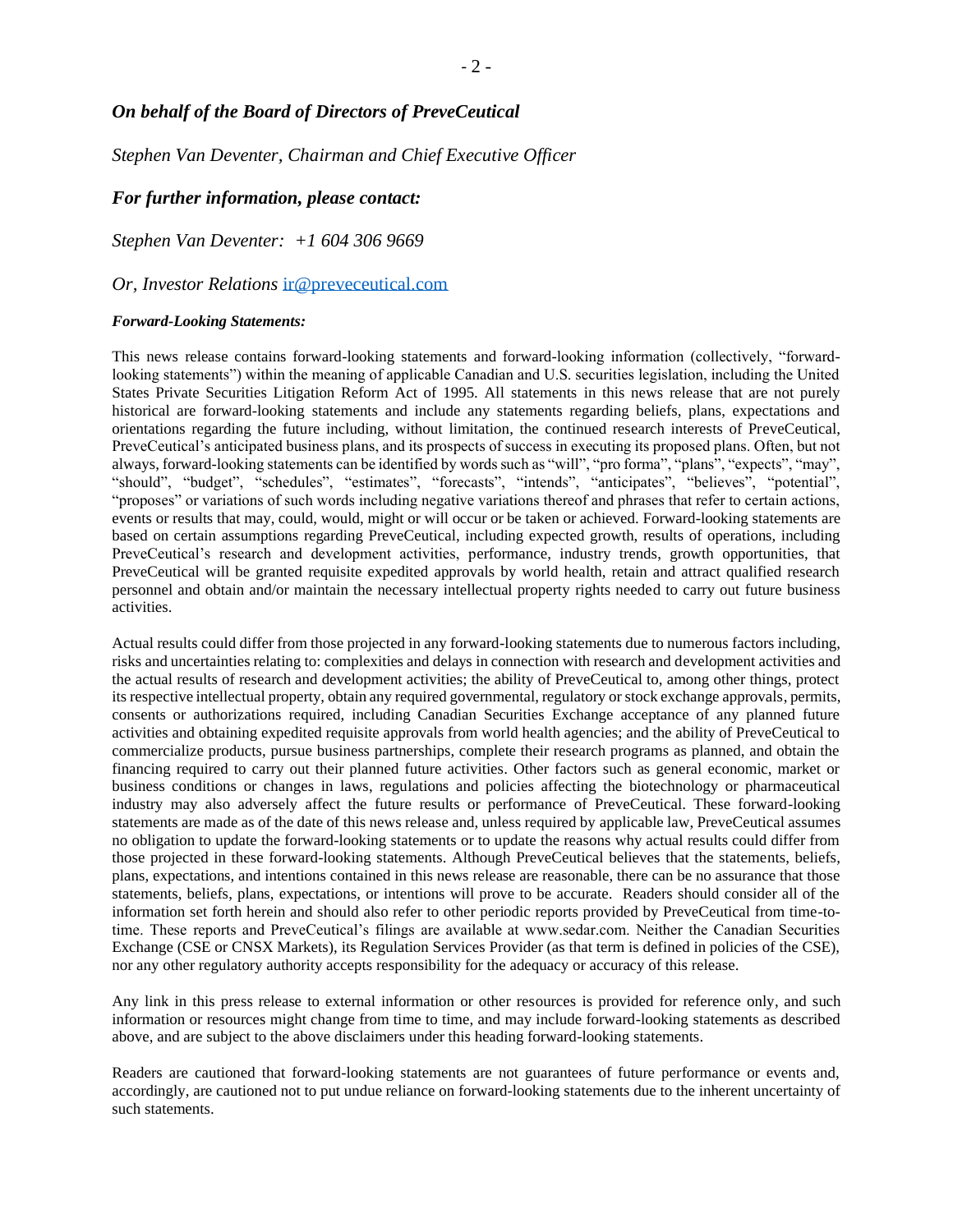***On behalf of the Board of Directors of PreveCeutical***

*Stephen Van Deventer, Chairman and Chief Executive Officer*

***For further information, please contact:***

*Stephen Van Deventer: +1 604 306 9669*

*Or, Investor Relations* [ir@preveceutical.com](mailto:ir@preveceutical.com)

***Forward-Looking Statements:***

This news release contains forward-looking statements and forward-looking information (collectively, "forward-looking statements") within the meaning of applicable Canadian and U.S. securities legislation, including the United States Private Securities Litigation Reform Act of 1995. All statements in this news release that are not purely historical are forward-looking statements and include any statements regarding beliefs, plans, expectations and orientations regarding the future including, without limitation, the continued research interests of PreveCeutical, PreveCeutical's anticipated business plans, and its prospects of success in executing its proposed plans. Often, but not always, forward-looking statements can be identified by words such as "will", "pro forma", "plans", "expects", "may", "should", "budget", "schedules", "estimates", "forecasts", "intends", "anticipates", "believes", "potential", "proposes" or variations of such words including negative variations thereof and phrases that refer to certain actions, events or results that may, could, would, might or will occur or be taken or achieved. Forward-looking statements are based on certain assumptions regarding PreveCeutical, including expected growth, results of operations, including PreveCeutical's research and development activities, performance, industry trends, growth opportunities, that PreveCeutical will be granted requisite expedited approvals by world health, retain and attract qualified research personnel and obtain and/or maintain the necessary intellectual property rights needed to carry out future business activities.

Actual results could differ from those projected in any forward-looking statements due to numerous factors including, risks and uncertainties relating to: complexities and delays in connection with research and development activities and the actual results of research and development activities; the ability of PreveCeutical to, among other things, protect its respective intellectual property, obtain any required governmental, regulatory or stock exchange approvals, permits, consents or authorizations required, including Canadian Securities Exchange acceptance of any planned future activities and obtaining expedited requisite approvals from world health agencies; and the ability of PreveCeutical to commercialize products, pursue business partnerships, complete their research programs as planned, and obtain the financing required to carry out their planned future activities. Other factors such as general economic, market or business conditions or changes in laws, regulations and policies affecting the biotechnology or pharmaceutical industry may also adversely affect the future results or performance of PreveCeutical. These forward-looking statements are made as of the date of this news release and, unless required by applicable law, PreveCeutical assumes no obligation to update the forward-looking statements or to update the reasons why actual results could differ from those projected in these forward-looking statements. Although PreveCeutical believes that the statements, beliefs, plans, expectations, and intentions contained in this news release are reasonable, there can be no assurance that those statements, beliefs, plans, expectations, or intentions will prove to be accurate. Readers should consider all of the information set forth herein and should also refer to other periodic reports provided by PreveCeutical from time-to-time. These reports and PreveCeutical's filings are available at www.sedar.com. Neither the Canadian Securities Exchange (CSE or CNSX Markets), its Regulation Services Provider (as that term is defined in policies of the CSE), nor any other regulatory authority accepts responsibility for the adequacy or accuracy of this release.

Any link in this press release to external information or other resources is provided for reference only, and such information or resources might change from time to time, and may include forward-looking statements as described above, and are subject to the above disclaimers under this heading forward-looking statements.

Readers are cautioned that forward-looking statements are not guarantees of future performance or events and, accordingly, are cautioned not to put undue reliance on forward-looking statements due to the inherent uncertainty of such statements.